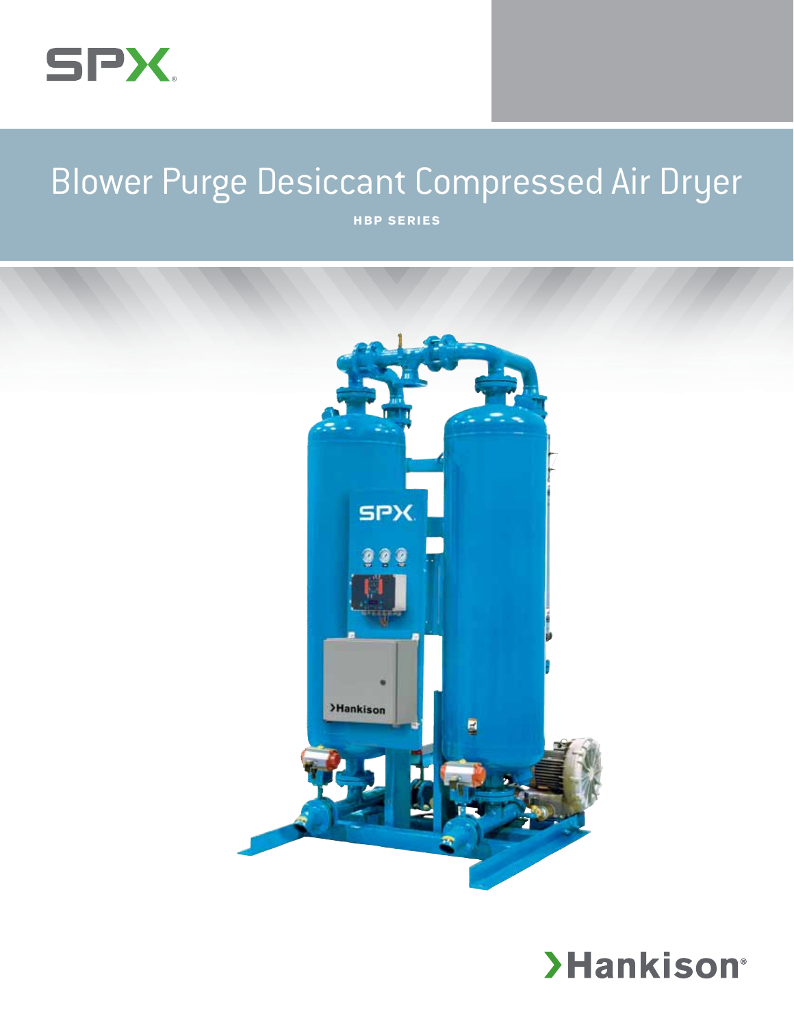SPX

# Blower Purge Desiccant Compressed Air Dryer

HBP SERIES

Hankison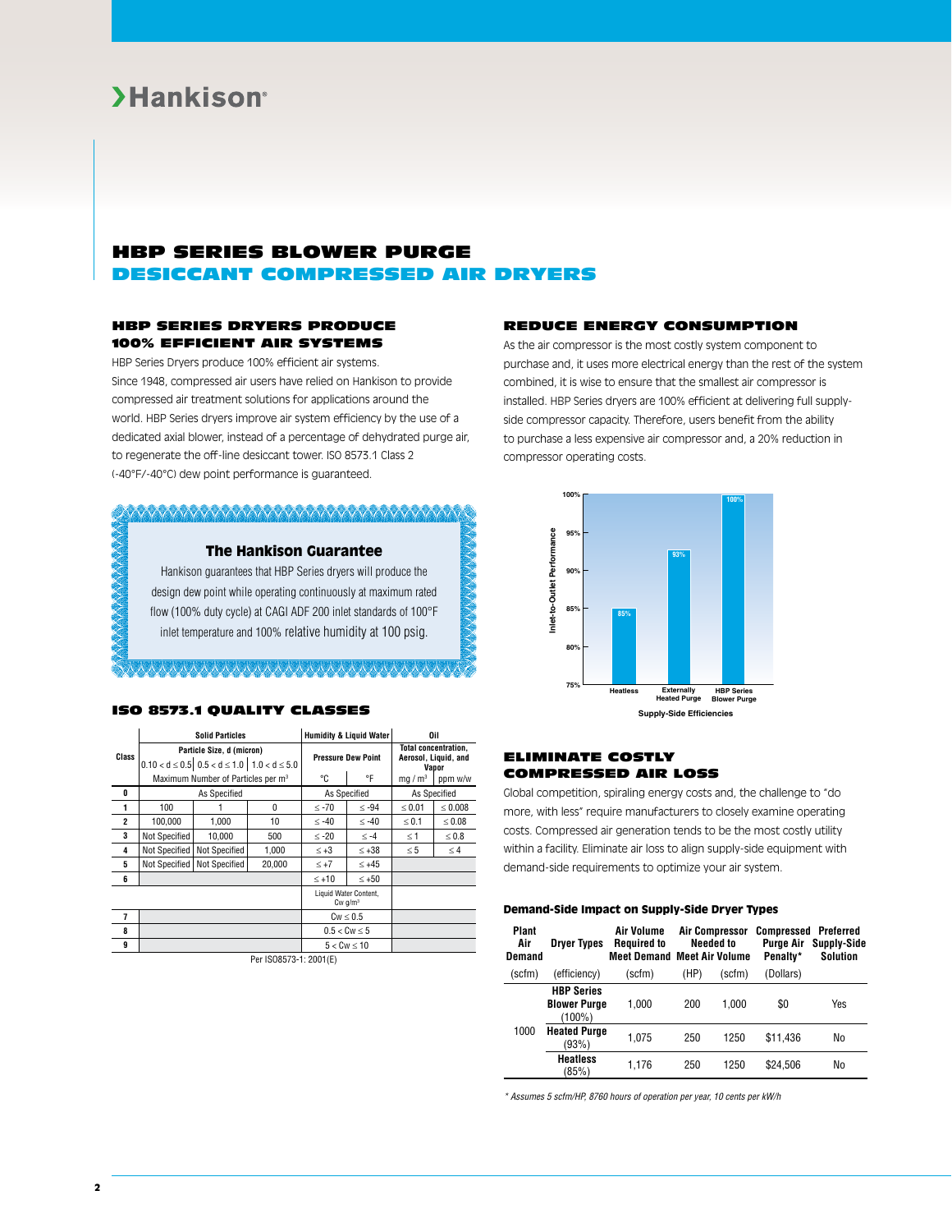# HBP SERIES BLOWER PURGE
# DESICCANT COMPRESSED AIR DRYERS

## HBP SERIES DRYERS PRODUCE 100% EFFICIENT AIR SYSTEMS

HBP Series Dryers produce 100% efficient air systems. Since 1948, compressed air users have relied on Hankison to provide compressed air treatment solutions for applications around the world. HBP Series dryers improve air system efficiency by the use of a dedicated axial blower, instead of a percentage of dehydrated purge air, to regenerate the off-line desiccant tower. ISO 8573.1 Class 2 (-40°F/-40°C) dew point performance is guaranteed.

### The Hankison Guarantee

Hankison guarantees that HBP Series dryers will produce the design dew point while operating continuously at maximum rated flow (100% duty cycle) at CAGI ADF 200 inlet standards of 100°F inlet temperature and 100% relative humidity at 100 psig.

## ISO 8573.1 QUALITY CLASSES

| Class | Solid Particles | | | Humidity & Liquid Water | | Oil | |
|---|---|---|---|---|---|---|---|
| | Particle Size, d (micron) | | | Pressure Dew Point | | Total concentration, Aerosol, Liquid, and Vapor | |
| | $0.10 < d \leq 0.5$ | $0.5 < d \leq 1.0$ | $1.0 < d \leq 5.0$ | | | | |
| | Maximum Number of Particles per m³ | | | °C | °F | mg / m³ | ppm w/w |
| 0 | As Specified | | | As Specified | | As Specified | |
| 1 | 100 | 1 | 0 | ≤ -70 | ≤ -94 | ≤ 0.01 | ≤ 0.008 |
| 2 | 100,000 | 1,000 | 10 | ≤ -40 | ≤ -40 | ≤ 0.1 | ≤ 0.08 |
| 3 | Not Specified | 10,000 | 500 | ≤ -20 | ≤ -4 | ≤ 1 | ≤ 0.8 |
| 4 | Not Specified | Not Specified | 1,000 | ≤ +3 | ≤ +38 | ≤ 5 | ≤ 4 |
| 5 | Not Specified | Not Specified | 20,000 | ≤ +7 | ≤ +45 | | |
| 6 | | | | ≤ +10 | ≤ +50 | | |
| | | | | Liquid Water Content, Cw g/m³ | | | |
| 7 | | | | Cw ≤ 0.5 | | | |
| 8 | | | | 0.5 < Cw ≤ 5 | | | |
| 9 | | | | 5 < Cw ≤ 10 | | | |

Per ISO8573-1: 2001(E)

## REDUCE ENERGY CONSUMPTION

As the air compressor is the most costly system component to purchase and, it uses more electrical energy than the rest of the system combined, it is wise to ensure that the smallest air compressor is installed. HBP Series dryers are 100% efficient at delivering full supply-side compressor capacity. Therefore, users benefit from the ability to purchase a less expensive air compressor and, a 20% reduction in compressor operating costs.

Inlet-to-Outlet Performance
100%
95%
90%
85%
80%
75%
85%
93%
100%
Heatless
Externally Heated Purge
HBP Series Blower Purge
Supply-Side Efficiencies

## ELIMINATE COSTLY COMPRESSED AIR LOSS

Global competition, spiraling energy costs and, the challenge to "do more, with less" require manufacturers to closely examine operating costs. Compressed air generation tends to be the most costly utility within a facility. Eliminate air loss to align supply-side equipment with demand-side requirements to optimize your air system.

### Demand-Side Impact on Supply-Side Dryer Types

| Plant Air Demand | Dryer Types | Air Volume Required to Meet Demand | Air Compressor Needed to Meet Air Volume | | Compressed Purge Air Penalty* | Preferred Supply-Side Solution |
|---|---|---|---|---|---|---|
| (scfm) | (efficiency) | (scfm) | (HP) | (scfm) | (Dollars) | |
| 1000 | **HBP Series Blower Purge** (100%) | 1,000 | 200 | 1,000 | $0 | Yes |
| | **Heated Purge** (93%) | 1,075 | 250 | 1250 | $11,436 | No |
| | **Heatless** (85%) | 1,176 | 250 | 1250 | $24,506 | No |

*\* Assumes 5 scfm/HP, 8760 hours of operation per year, 10 cents per kW/h*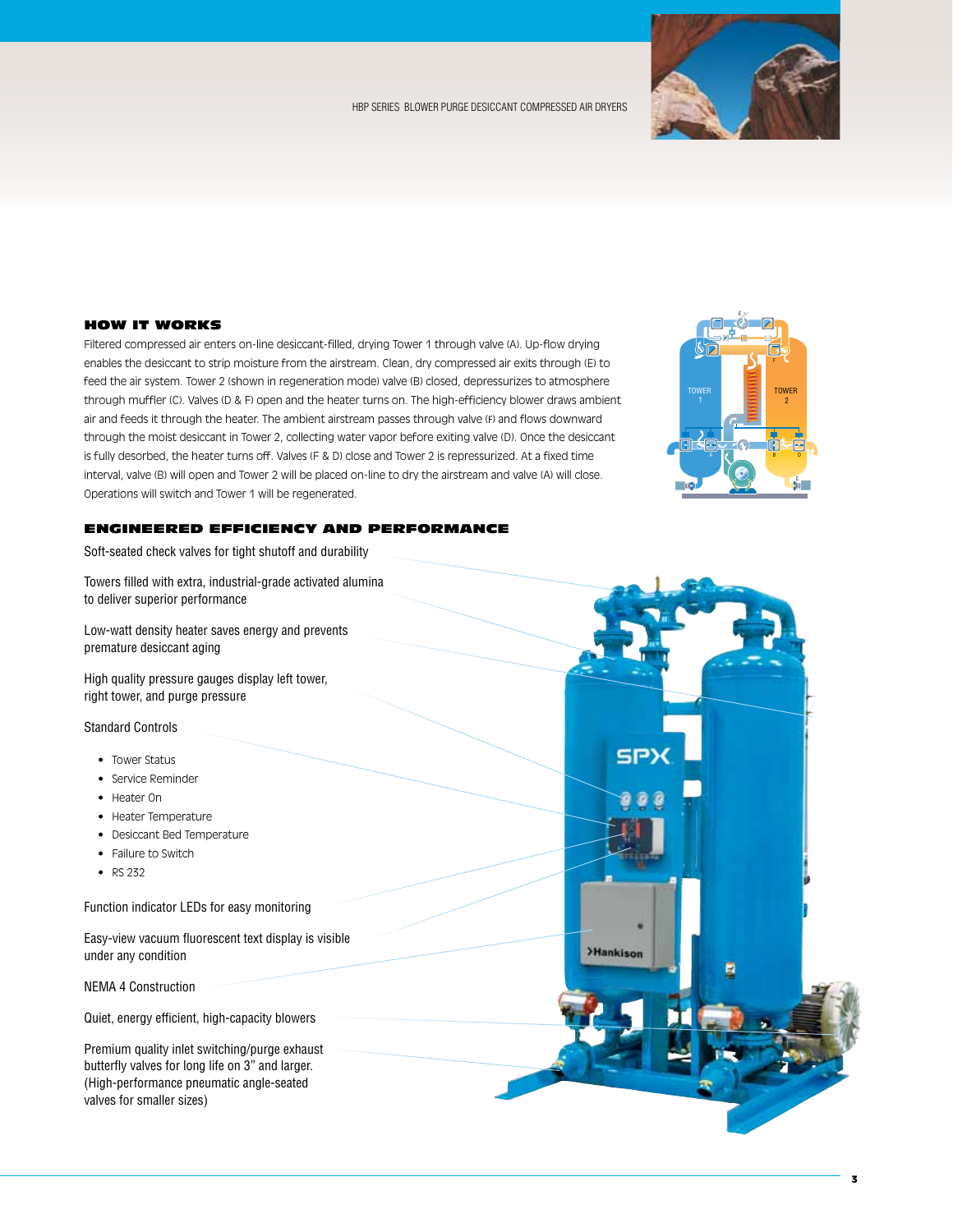## HOW IT WORKS

Filtered compressed air enters on-line desiccant-filled, drying Tower 1 through valve (A). Up-flow drying enables the desiccant to strip moisture from the airstream. Clean, dry compressed air exits through (E) to feed the air system. Tower 2 (shown in regeneration mode) valve (B) closed, depressurizes to atmosphere through muffler (C). Valves (D & F) open and the heater turns on. The high-efficiency blower draws ambient air and feeds it through the heater. The ambient airstream passes through valve (F) and flows downward through the moist desiccant in Tower 2, collecting water vapor before exiting valve (D). Once the desiccant is fully desorbed, the heater turns off. Valves (F & D) close and Tower 2 is repressurized. At a fixed time interval, valve (B) will open and Tower 2 will be placed on-line to dry the airstream and valve (A) will close. Operations will switch and Tower 1 will be regenerated.

TOWER 1

TOWER 2

## ENGINEERED EFFICIENCY AND PERFORMANCE

Soft-seated check valves for tight shutoff and durability

Towers filled with extra, industrial-grade activated alumina to deliver superior performance

Low-watt density heater saves energy and prevents premature desiccant aging

High quality pressure gauges display left tower, right tower, and purge pressure

Standard Controls

- Tower Status
- Service Reminder
- Heater On
- Heater Temperature
- Desiccant Bed Temperature
- Failure to Switch
- RS 232

Function indicator LEDs for easy monitoring

Easy-view vacuum fluorescent text display is visible under any condition

NEMA 4 Construction

Quiet, energy efficient, high-capacity blowers

Premium quality inlet switching/purge exhaust butterfly valves for long life on 3" and larger. (High-performance pneumatic angle-seated valves for smaller sizes)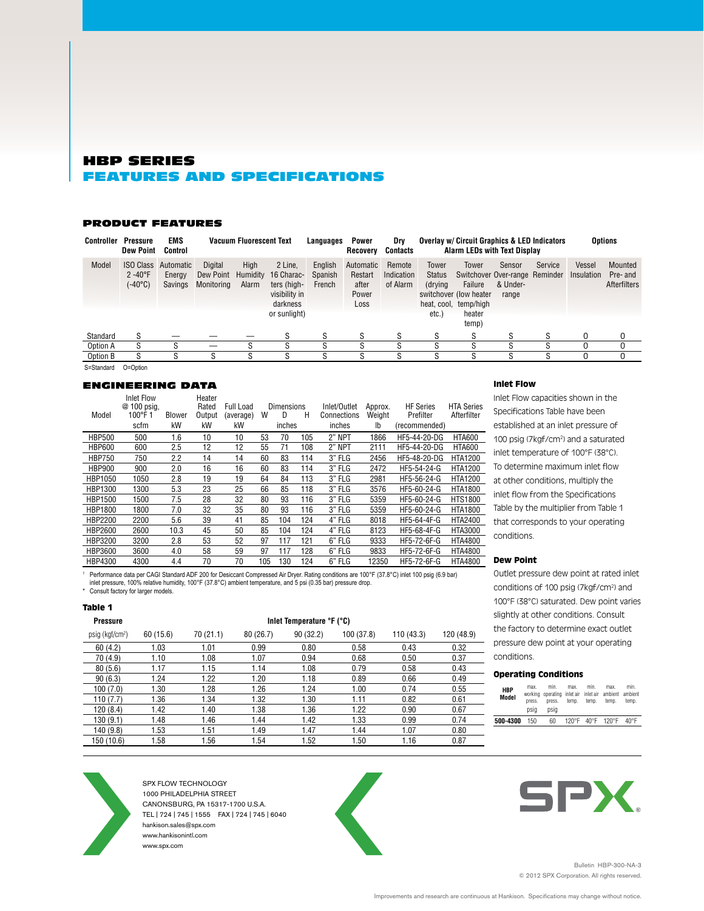# HBP SERIES
## FEATURES AND SPECIFICATIONS

### PRODUCT FEATURES

| Controller | Pressure Dew Point | EMS Control | Vacuum Fluorescent Text | | | Languages | Power Recovery | Dry Contacts | Overlay w/ Circuit Graphics & LED Indicators Alarm LEDs with Text Display | | | | Options | |
|---|---|---|---|---|---|---|---|---|---|---|---|---|---|---|
| Model | ISO Class 2 -40°F (-40°C) | Automatic Energy Savings | Digital Dew Point Monitoring | High Humidity Alarm | 2 Line, 16 Characters (high-visibility in darkness or sunlight) | English Spanish French | Automatic Restart after Power Loss | Remote Indication of Alarm | Tower Status (drying switchover heat, cool, etc.) | Tower Switchover (low heater Failure temp/high heater temp) | Sensor Over-range & Under-range | Service Reminder | Vessel Insulation | Mounted Pre- and Afterfilters |
| Standard | S | — | — | — | S | S | S | S | S | S | S | S | O | O |
| Option A | S | S | — | S | S | S | S | S | S | S | S | S | O | O |
| Option B | S | S | S | S | S | S | S | S | S | S | S | S | O | O |

S=Standard O=Option

### ENGINEERING DATA

| Model | Inlet Flow @ 100 psig, 100°F [1] scfm | Blower kW | Heater Rated Output kW | Full Load (average) kW | Dimensions W inches | D | H | Inlet/Outlet Connections inches | Approx. Weight lb | HF Series Prefilter (recommended) | HTA Series Afterfilter |
|---|---|---|---|---|---|---|---|---|---|---|---|
| HBP500 | 500 | 1.6 | 10 | 10 | 53 | 70 | 105 | 2" NPT | 1866 | HF5-44-20-DG | HTA600 |
| HBP600 | 600 | 2.5 | 12 | 12 | 55 | 71 | 108 | 2" NPT | 2111 | HF5-44-20-DG | HTA600 |
| HBP750 | 750 | 2.2 | 14 | 14 | 60 | 83 | 114 | 3" FLG | 2456 | HF5-48-20-DG | HTA1200 |
| HBP900 | 900 | 2.0 | 16 | 16 | 60 | 83 | 114 | 3" FLG | 2472 | HF5-54-24-G | HTA1200 |
| HBP1050 | 1050 | 2.8 | 19 | 19 | 64 | 84 | 113 | 3" FLG | 2981 | HF5-56-24-G | HTA1200 |
| HBP1300 | 1300 | 5.3 | 23 | 25 | 66 | 85 | 118 | 3" FLG | 3576 | HF5-60-24-G | HTA1800 |
| HBP1500 | 1500 | 7.5 | 28 | 32 | 80 | 93 | 116 | 3" FLG | 5359 | HF5-60-24-G | HTS1800 |
| HBP1800 | 1800 | 7.0 | 32 | 35 | 80 | 93 | 116 | 3" FLG | 5359 | HF5-60-24-G | HTA1800 |
| HBP2200 | 2200 | 5.6 | 39 | 41 | 85 | 104 | 124 | 4" FLG | 8018 | HF5-64-4F-G | HTA2400 |
| HBP2600 | 2600 | 10.3 | 45 | 50 | 85 | 104 | 124 | 4" FLG | 8123 | HF5-68-4F-G | HTA3000 |
| HBP3200 | 3200 | 2.8 | 53 | 52 | 97 | 117 | 121 | 6" FLG | 9333 | HF5-72-6F-G | HTA4800 |
| HBP3600 | 3600 | 4.0 | 58 | 59 | 97 | 117 | 128 | 6" FLG | 9833 | HF5-72-6F-G | HTA4800 |
| HBP4300 | 4300 | 4.4 | 70 | 70 | 105 | 130 | 124 | 6" FLG | 12350 | HF5-72-6F-G | HTA4800 |

[1] Performance data per CAGI Standard ADF 200 for Desiccant Compressed Air Dryer. Rating conditions are 100°F (37.8°C) inlet 100 psig (6.9 bar) inlet pressure, 100% relative humidity, 100°F (37.8°C) ambient temperature, and 5 psi (0.35 bar) pressure drop.

\* Consult factory for larger models.

### Table 1

| Pressure psig (kgf/cm²) | Inlet Temperature °F (°C) 60 (15.6) | 70 (21.1) | 80 (26.7) | 90 (32.2) | 100 (37.8) | 110 (43.3) | 120 (48.9) |
|---|---|---|---|---|---|---|---|
| 60 (4.2) | 1.03 | 1.01 | 0.99 | 0.80 | 0.58 | 0.43 | 0.32 |
| 70 (4.9) | 1.10 | 1.08 | 1.07 | 0.94 | 0.68 | 0.50 | 0.37 |
| 80 (5.6) | 1.17 | 1.15 | 1.14 | 1.08 | 0.79 | 0.58 | 0.43 |
| 90 (6.3) | 1.24 | 1.22 | 1.20 | 1.18 | 0.89 | 0.66 | 0.49 |
| 100 (7.0) | 1.30 | 1.28 | 1.26 | 1.24 | 1.00 | 0.74 | 0.55 |
| 110 (7.7) | 1.36 | 1.34 | 1.32 | 1.30 | 1.11 | 0.82 | 0.61 |
| 120 (8.4) | 1.42 | 1.40 | 1.38 | 1.36 | 1.22 | 0.90 | 0.67 |
| 130 (9.1) | 1.48 | 1.46 | 1.44 | 1.42 | 1.33 | 0.99 | 0.74 |
| 140 (9.8) | 1.53 | 1.51 | 1.49 | 1.47 | 1.44 | 1.07 | 0.80 |
| 150 (10.6) | 1.58 | 1.56 | 1.54 | 1.52 | 1.50 | 1.16 | 0.87 |

### Inlet Flow

Inlet Flow capacities shown in the Specifications Table have been established at an inlet pressure of 100 psig (7kgf/cm²) and a saturated inlet temperature of 100°F (38°C). To determine maximum inlet flow at other conditions, multiply the inlet flow from the Specifications Table by the multiplier from Table 1 that corresponds to your operating conditions.

### Dew Point

Outlet pressure dew point at rated inlet conditions of 100 psig (7kgf/cm²) and 100°F (38°C) saturated. Dew point varies slightly at other conditions. Consult the factory to determine exact outlet pressure dew point at your operating conditions.

### Operating Conditions

| HBP Model | max. working press. psig | min. operating press. psig | max. inlet air temp. | min. inlet air temp. | max. ambient temp. | min. ambient temp. |
|---|---|---|---|---|---|---|
| 500-4300 | 150 | 60 | 120°F | 40°F | 120°F | 40°F |

SPX FLOW TECHNOLOGY
1000 PHILADELPHIA STREET
CANONSBURG, PA 15317-1700 U.S.A.
TEL | 724 | 745 | 1555 FAX | 724 | 745 | 6040
hankison.sales@spx.com
www.hankisonintl.com
www.spx.com

SPX

Bulletin HBP-300-NA-3
© 2012 SPX Corporation. All rights reserved.

Improvements and research are continuous at Hankison. Specifications may change without notice.